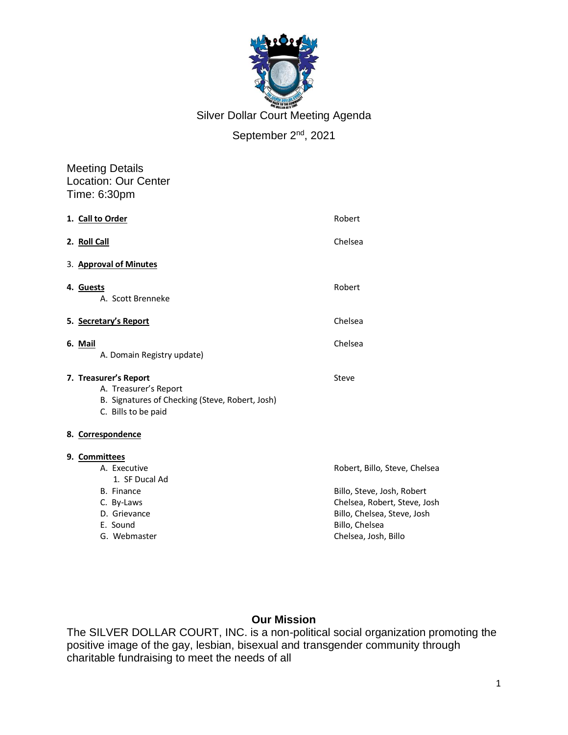# Silver Dollar Court Meeting Agenda

September 2nd, 2021

Meeting Details
Location: Our Center
Time: 6:30pm

1. **Call to Order** — Robert
2. **Roll Call** — Chelsea
3. **Approval of Minutes**
4. **Guests** — Robert
   - A. Scott Brenneke
5. **Secretary's Report** — Chelsea
6. **Mail** — Chelsea
   - A. Domain Registry update)
7. **Treasurer's Report** — Steve
   - A. Treasurer's Report
   - B. Signatures of Checking (Steve, Robert, Josh)
   - C. Bills to be paid
8. **Correspondence**
9. **Committees**
   - A. Executive — Robert, Billo, Steve, Chelsea
     1. SF Ducal Ad
   - B. Finance — Billo, Steve, Josh, Robert
   - C. By-Laws — Chelsea, Robert, Steve, Josh
   - D. Grievance — Billo, Chelsea, Steve, Josh
   - E. Sound — Billo, Chelsea
   - G. Webmaster — Chelsea, Josh, Billo

## Our Mission

The SILVER DOLLAR COURT, INC. is a non-political social organization promoting the positive image of the gay, lesbian, bisexual and transgender community through charitable fundraising to meet the needs of all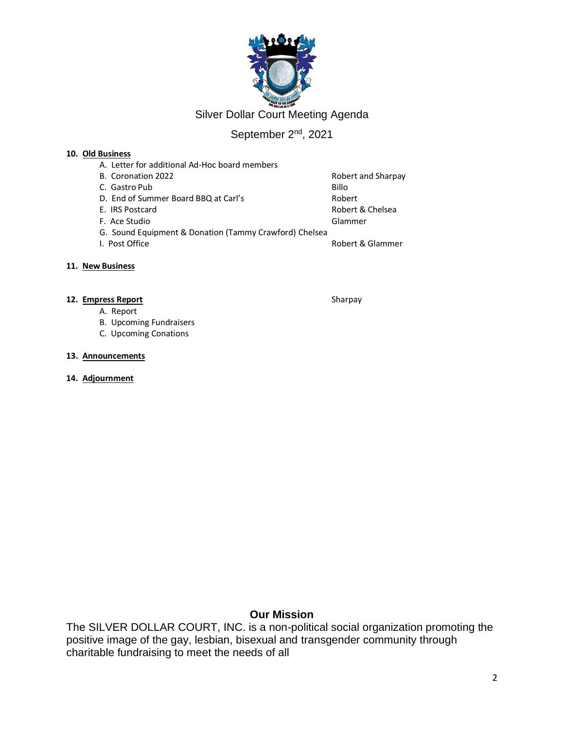Silver Dollar Court Meeting Agenda

September 2nd, 2021

**10. Old Business**

| | |
|---|---|
| A. Letter for additional Ad-Hoc board members | |
| B. Coronation 2022 | Robert and Sharpay |
| C. Gastro Pub | Billo |
| D. End of Summer Board BBQ at Carl's | Robert |
| E. IRS Postcard | Robert & Chelsea |
| F. Ace Studio | Glammer |
| G. Sound Equipment & Donation (Tammy Crawford) | Chelsea |
| I. Post Office | Robert & Glammer |

**11. New Business**

**12. Empress Report** Sharpay

A. Report
B. Upcoming Fundraisers
C. Upcoming Conations

**13. Announcements**

**14. Adjournment**

## Our Mission

The SILVER DOLLAR COURT, INC. is a non-political social organization promoting the positive image of the gay, lesbian, bisexual and transgender community through charitable fundraising to meet the needs of all